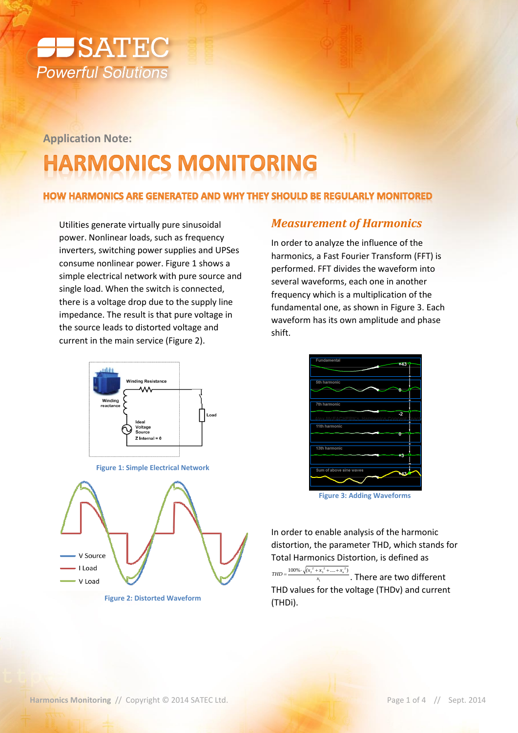Application Note:

# HARMONICS MONITORING

## HOW HARMONICS ARE GENERATED AND WHY THEY SHOULD BE REGULARLY MONITORED

Utilities generate virtually pure sinusoidal power. Nonlinear loads, such as frequency inverters, switching power supplies and UPSes consume nonlinear power. Figure 1 shows a simple electrical network with pure source and single load. When the switch is connected, there is a voltage drop due to the supply line impedance. The result is that pure voltage in the source leads to distorted voltage and current in the main service (Figure 2).

Figure 1: Simple Electrical Network

Figure 2: Distorted Waveform

## *Measurement of Harmonics*

In order to analyze the influence of the harmonics, a Fast Fourier Transform (FFT) is performed. FFT divides the waveform into several waveforms, each one in another frequency which is a multiplication of the fundamental one, as shown in Figure 3. Each waveform has its own amplitude and phase shift.

Figure 3: Adding Waveforms

In order to enable analysis of the harmonic distortion, the parameter THD, which stands for Total Harmonics Distortion, is defined as $THD = \frac{100\% \cdot \sqrt{(x_2^2 + x_3^2 + .... + x_n^2)}}{x_1}$. There are two different THD values for the voltage (THDv) and current (THDi).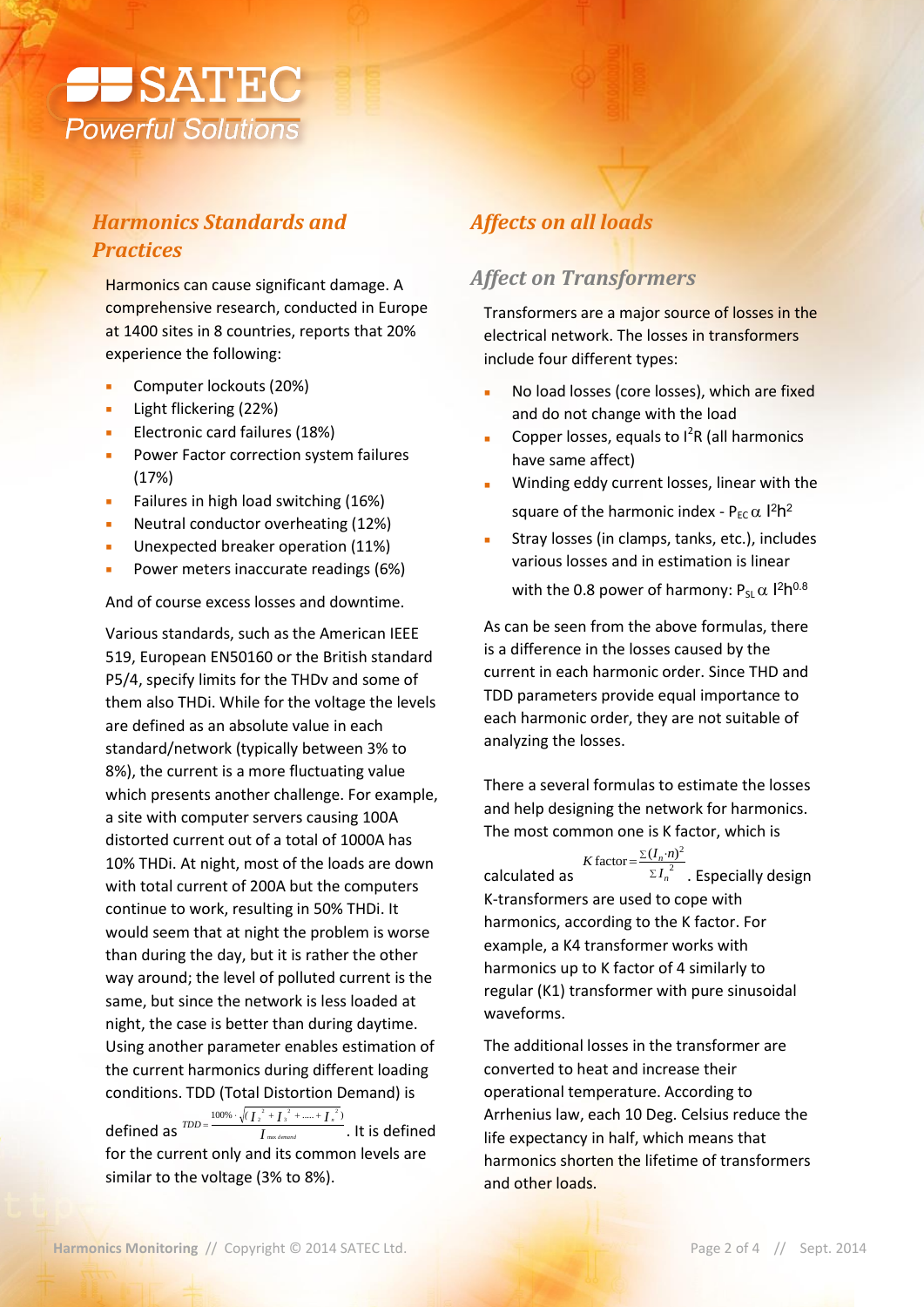## Harmonics Standards and Practices

Harmonics can cause significant damage. A comprehensive research, conducted in Europe at 1400 sites in 8 countries, reports that 20% experience the following:

- Computer lockouts (20%)
- Light flickering (22%)
- Electronic card failures (18%)
- Power Factor correction system failures (17%)
- Failures in high load switching (16%)
- Neutral conductor overheating (12%)
- Unexpected breaker operation (11%)
- Power meters inaccurate readings (6%)

And of course excess losses and downtime.

Various standards, such as the American IEEE 519, European EN50160 or the British standard P5/4, specify limits for the THDv and some of them also THDi. While for the voltage the levels are defined as an absolute value in each standard/network (typically between 3% to 8%), the current is a more fluctuating value which presents another challenge. For example, a site with computer servers causing 100A distorted current out of a total of 1000A has 10% THDi. At night, most of the loads are down with total current of 200A but the computers continue to work, resulting in 50% THDi. It would seem that at night the problem is worse than during the day, but it is rather the other way around; the level of polluted current is the same, but since the network is less loaded at night, the case is better than during daytime. Using another parameter enables estimation of the current harmonics during different loading conditions. TDD (Total Distortion Demand) is defined as $TDD = \frac{100\% \cdot \sqrt{(I_2^2 + I_3^2 + \ldots + I_n^2)}}{I_{max\ demand}}$. It is defined for the current only and its common levels are similar to the voltage (3% to 8%).

## Affects on all loads

### Affect on Transformers

Transformers are a major source of losses in the electrical network. The losses in transformers include four different types:

- No load losses (core losses), which are fixed and do not change with the load
- Copper losses, equals to $I^2R$ (all harmonics have same affect)
- Winding eddy current losses, linear with the square of the harmonic index - $P_{EC} \alpha\ I^2h^2$
- Stray losses (in clamps, tanks, etc.), includes various losses and in estimation is linear with the 0.8 power of harmony: $P_{SL} \alpha\ I^2h^{0.8}$

As can be seen from the above formulas, there is a difference in the losses caused by the current in each harmonic order. Since THD and TDD parameters provide equal importance to each harmonic order, they are not suitable of analyzing the losses.

There a several formulas to estimate the losses and help designing the network for harmonics. The most common one is K factor, which is calculated as $K\ \text{factor} = \frac{\Sigma (I_n \cdot n)^2}{\Sigma I_n^2}$. Especially design K-transformers are used to cope with harmonics, according to the K factor. For example, a K4 transformer works with harmonics up to K factor of 4 similarly to regular (K1) transformer with pure sinusoidal waveforms.

The additional losses in the transformer are converted to heat and increase their operational temperature. According to Arrhenius law, each 10 Deg. Celsius reduce the life expectancy in half, which means that harmonics shorten the lifetime of transformers and other loads.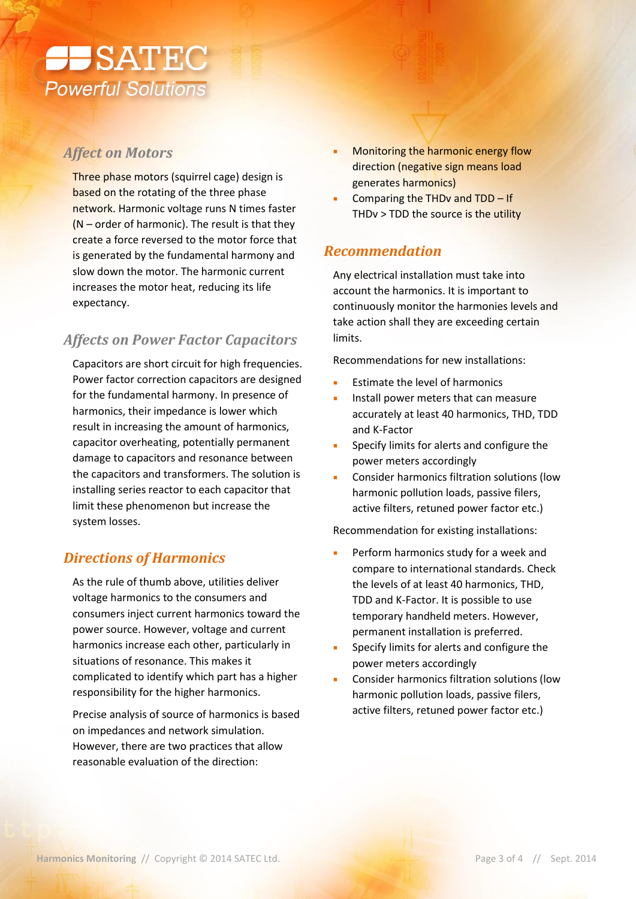## Affect on Motors

Three phase motors (squirrel cage) design is based on the rotating of the three phase network. Harmonic voltage runs N times faster (N – order of harmonic). The result is that they create a force reversed to the motor force that is generated by the fundamental harmony and slow down the motor. The harmonic current increases the motor heat, reducing its life expectancy.

## Affects on Power Factor Capacitors

Capacitors are short circuit for high frequencies. Power factor correction capacitors are designed for the fundamental harmony. In presence of harmonics, their impedance is lower which result in increasing the amount of harmonics, capacitor overheating, potentially permanent damage to capacitors and resonance between the capacitors and transformers. The solution is installing series reactor to each capacitor that limit these phenomenon but increase the system losses.

## Directions of Harmonics

As the rule of thumb above, utilities deliver voltage harmonics to the consumers and consumers inject current harmonics toward the power source. However, voltage and current harmonics increase each other, particularly in situations of resonance. This makes it complicated to identify which part has a higher responsibility for the higher harmonics.

Precise analysis of source of harmonics is based on impedances and network simulation. However, there are two practices that allow reasonable evaluation of the direction:

- Monitoring the harmonic energy flow direction (negative sign means load generates harmonics)
- Comparing the THDv and TDD – If THDv > TDD the source is the utility

## Recommendation

Any electrical installation must take into account the harmonics. It is important to continuously monitor the harmonies levels and take action shall they are exceeding certain limits.

Recommendations for new installations:

- Estimate the level of harmonics
- Install power meters that can measure accurately at least 40 harmonics, THD, TDD and K-Factor
- Specify limits for alerts and configure the power meters accordingly
- Consider harmonics filtration solutions (low harmonic pollution loads, passive filers, active filters, retuned power factor etc.)

Recommendation for existing installations:

- Perform harmonics study for a week and compare to international standards. Check the levels of at least 40 harmonics, THD, TDD and K-Factor. It is possible to use temporary handheld meters. However, permanent installation is preferred.
- Specify limits for alerts and configure the power meters accordingly
- Consider harmonics filtration solutions (low harmonic pollution loads, passive filers, active filters, retuned power factor etc.)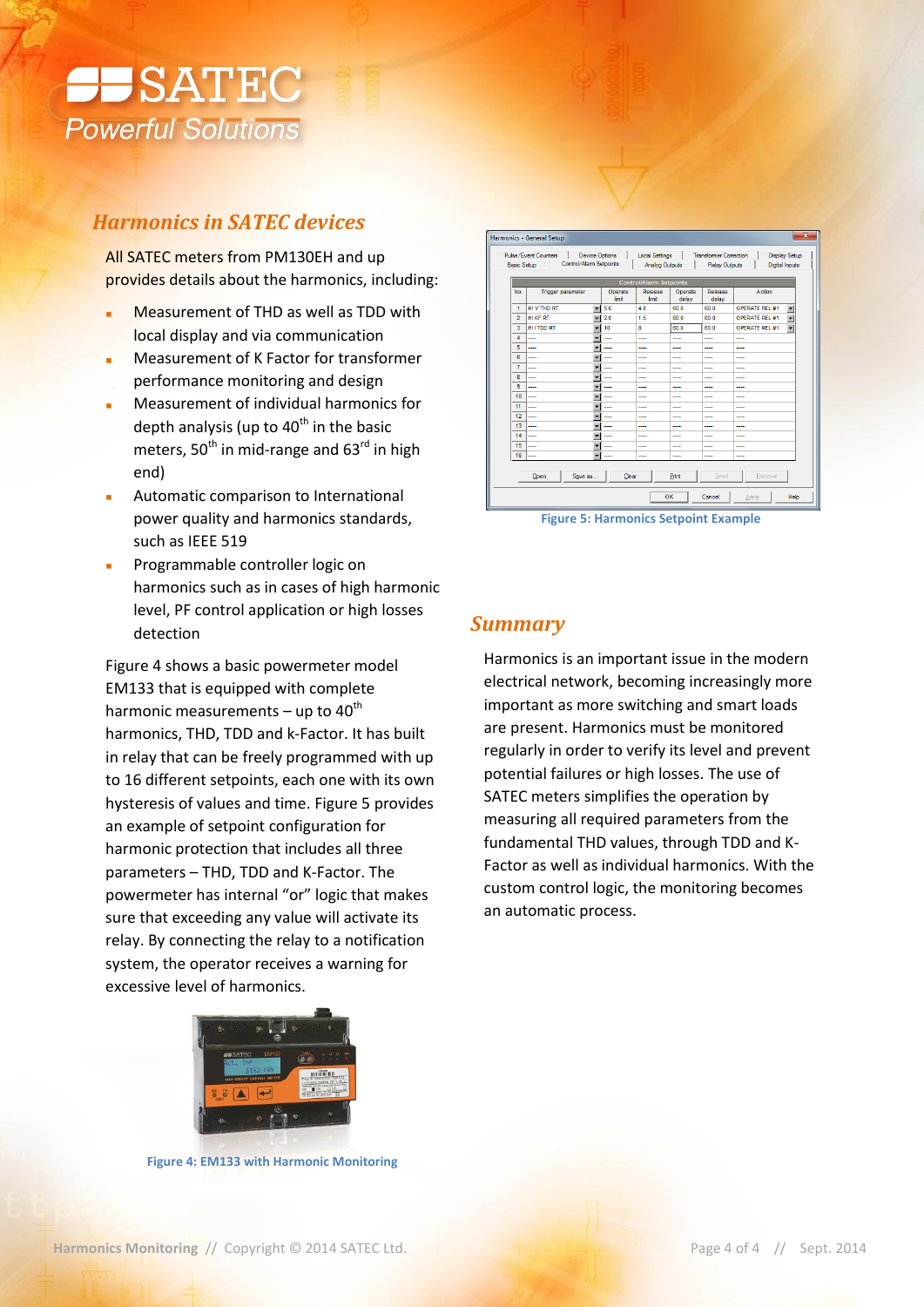## Harmonics in SATEC devices

All SATEC meters from PM130EH and up provides details about the harmonics, including:

- Measurement of THD as well as TDD with local display and via communication
- Measurement of K Factor for transformer performance monitoring and design
- Measurement of individual harmonics for depth analysis (up to 40th in the basic meters, 50th in mid-range and 63rd in high end)
- Automatic comparison to International power quality and harmonics standards, such as IEEE 519
- Programmable controller logic on harmonics such as in cases of high harmonic level, PF control application or high losses detection

Figure 4 shows a basic powermeter model EM133 that is equipped with complete harmonic measurements – up to 40th harmonics, THD, TDD and k-Factor. It has built in relay that can be freely programmed with up to 16 different setpoints, each one with its own hysteresis of values and time. Figure 5 provides an example of setpoint configuration for harmonic protection that includes all three parameters – THD, TDD and K-Factor. The powermeter has internal "or" logic that makes sure that exceeding any value will activate its relay. By connecting the relay to a notification system, the operator receives a warning for excessive level of harmonics.

Figure 4: EM133 with Harmonic Monitoring

Figure 5: Harmonics Setpoint Example

## Summary

Harmonics is an important issue in the modern electrical network, becoming increasingly more important as more switching and smart loads are present. Harmonics must be monitored regularly in order to verify its level and prevent potential failures or high losses. The use of SATEC meters simplifies the operation by measuring all required parameters from the fundamental THD values, through TDD and K-Factor as well as individual harmonics. With the custom control logic, the monitoring becomes an automatic process.